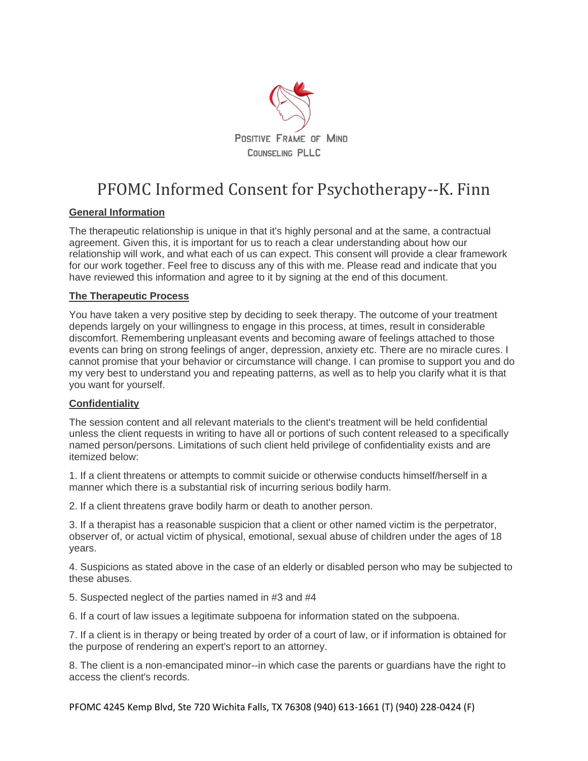Positive Frame of Mind
Counseling PLLC

# PFOMC Informed Consent for Psychotherapy--K. Finn

## General Information

The therapeutic relationship is unique in that it's highly personal and at the same, a contractual agreement. Given this, it is important for us to reach a clear understanding about how our relationship will work, and what each of us can expect. This consent will provide a clear framework for our work together. Feel free to discuss any of this with me. Please read and indicate that you have reviewed this information and agree to it by signing at the end of this document.

## The Therapeutic Process

You have taken a very positive step by deciding to seek therapy. The outcome of your treatment depends largely on your willingness to engage in this process, at times, result in considerable discomfort. Remembering unpleasant events and becoming aware of feelings attached to those events can bring on strong feelings of anger, depression, anxiety etc. There are no miracle cures. I cannot promise that your behavior or circumstance will change. I can promise to support you and do my very best to understand you and repeating patterns, as well as to help you clarify what it is that you want for yourself.

## Confidentiality

The session content and all relevant materials to the client's treatment will be held confidential unless the client requests in writing to have all or portions of such content released to a specifically named person/persons. Limitations of such client held privilege of confidentiality exists and are itemized below:

1. If a client threatens or attempts to commit suicide or otherwise conducts himself/herself in a manner which there is a substantial risk of incurring serious bodily harm.

2. If a client threatens grave bodily harm or death to another person.

3. If a therapist has a reasonable suspicion that a client or other named victim is the perpetrator, observer of, or actual victim of physical, emotional, sexual abuse of children under the ages of 18 years.

4. Suspicions as stated above in the case of an elderly or disabled person who may be subjected to these abuses.

5. Suspected neglect of the parties named in #3 and #4

6. If a court of law issues a legitimate subpoena for information stated on the subpoena.

7. If a client is in therapy or being treated by order of a court of law, or if information is obtained for the purpose of rendering an expert's report to an attorney.

8. The client is a non-emancipated minor--in which case the parents or guardians have the right to access the client's records.

PFOMC 4245 Kemp Blvd, Ste 720 Wichita Falls, TX 76308 (940) 613-1661 (T) (940) 228-0424 (F)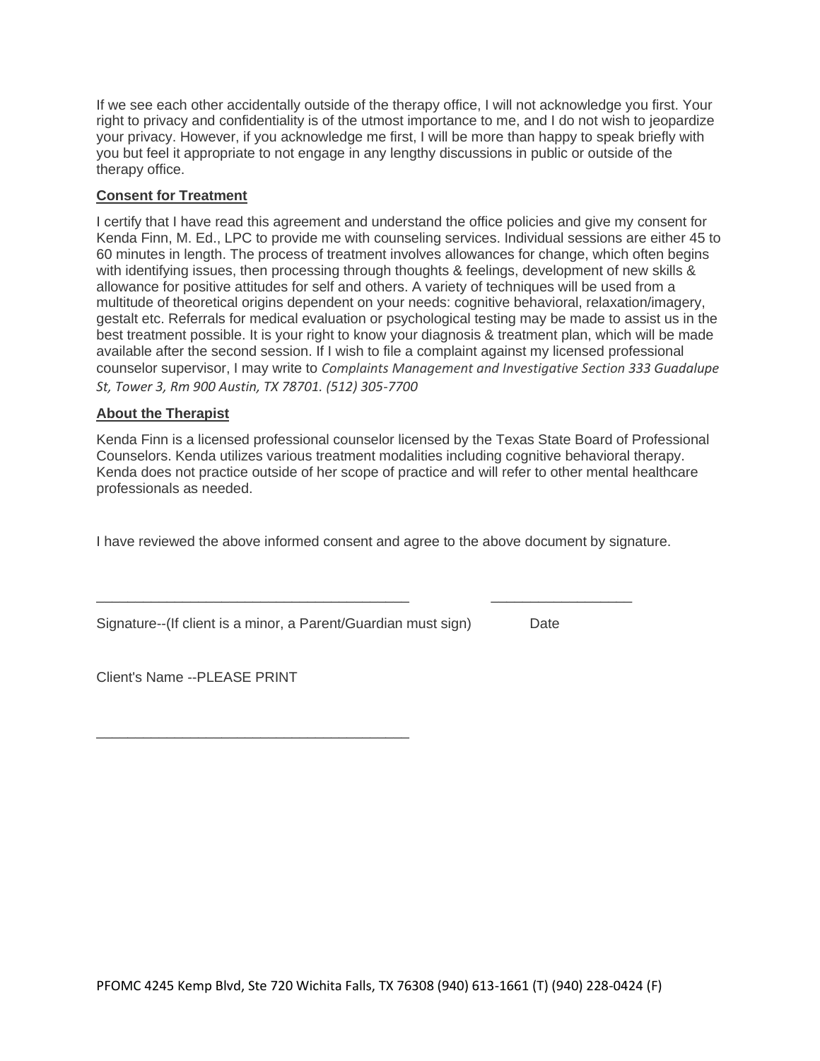If we see each other accidentally outside of the therapy office, I will not acknowledge you first. Your right to privacy and confidentiality is of the utmost importance to me, and I do not wish to jeopardize your privacy. However, if you acknowledge me first, I will be more than happy to speak briefly with you but feel it appropriate to not engage in any lengthy discussions in public or outside of the therapy office.

## Consent for Treatment

I certify that I have read this agreement and understand the office policies and give my consent for Kenda Finn, M. Ed., LPC to provide me with counseling services. Individual sessions are either 45 to 60 minutes in length. The process of treatment involves allowances for change, which often begins with identifying issues, then processing through thoughts & feelings, development of new skills & allowance for positive attitudes for self and others. A variety of techniques will be used from a multitude of theoretical origins dependent on your needs: cognitive behavioral, relaxation/imagery, gestalt etc. Referrals for medical evaluation or psychological testing may be made to assist us in the best treatment possible. It is your right to know your diagnosis & treatment plan, which will be made available after the second session. If I wish to file a complaint against my licensed professional counselor supervisor, I may write to *Complaints Management and Investigative Section 333 Guadalupe St, Tower 3, Rm 900 Austin, TX 78701. (512) 305-7700*

## About the Therapist

Kenda Finn is a licensed professional counselor licensed by the Texas State Board of Professional Counselors. Kenda utilizes various treatment modalities including cognitive behavioral therapy. Kenda does not practice outside of her scope of practice and will refer to other mental healthcare professionals as needed.

I have reviewed the above informed consent and agree to the above document by signature.

\_\_\_\_\_\_\_\_\_\_\_\_\_\_\_\_\_\_\_\_\_\_\_\_\_\_\_\_\_\_\_\_\_\_\_\_\_\_\_\_ \_\_\_\_\_\_\_\_\_\_\_\_\_\_\_\_\_\_

Signature--(If client is a minor, a Parent/Guardian must sign) Date

Client's Name --PLEASE PRINT

\_\_\_\_\_\_\_\_\_\_\_\_\_\_\_\_\_\_\_\_\_\_\_\_\_\_\_\_\_\_\_\_\_\_\_\_\_\_\_\_

PFOMC 4245 Kemp Blvd, Ste 720 Wichita Falls, TX 76308 (940) 613-1661 (T) (940) 228-0424 (F)